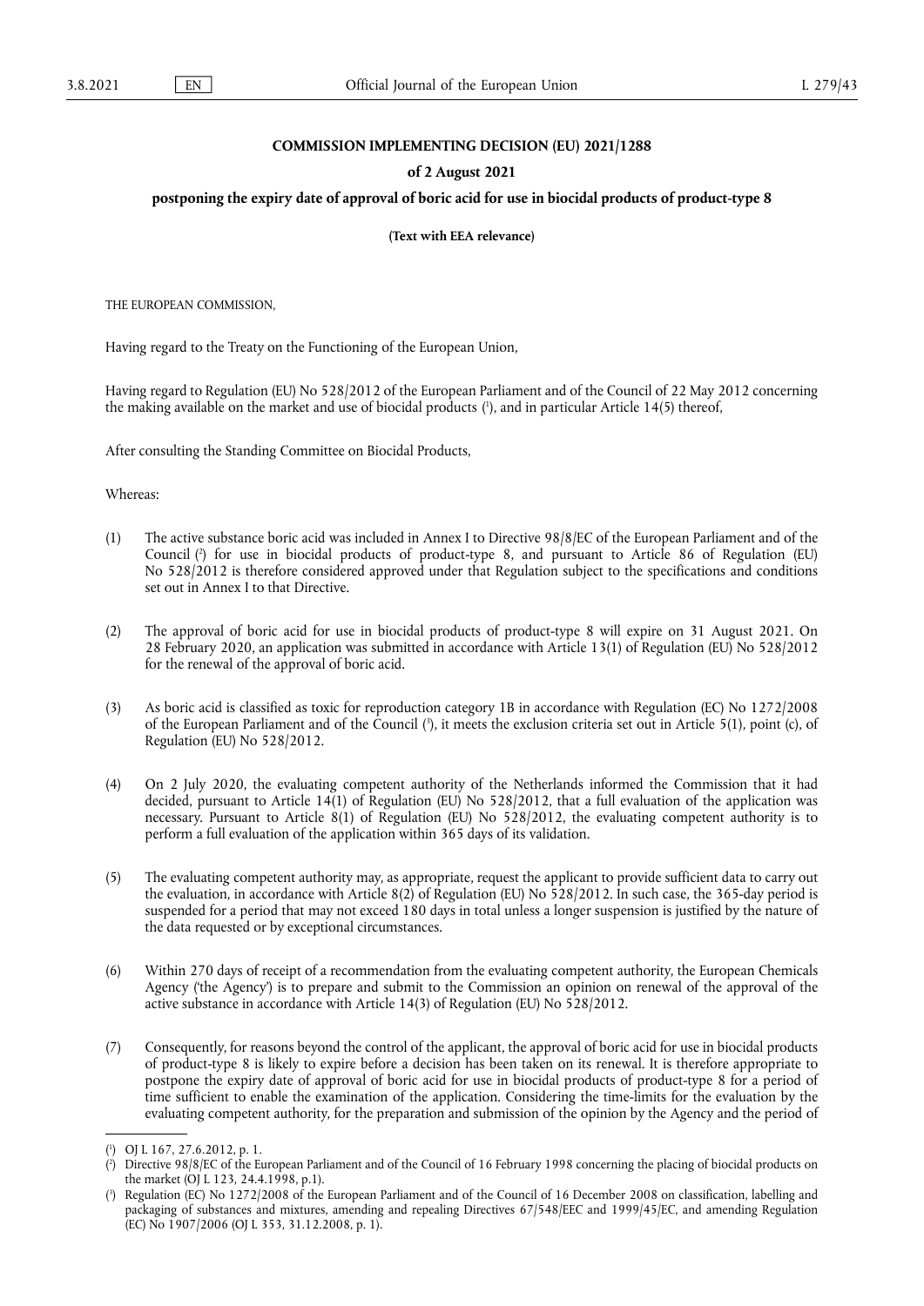# COMMISSION IMPLEMENTING DECISION (EU) 2021/1288

## of 2 August 2021

## postponing the expiry date of approval of boric acid for use in biocidal products of product-type 8

**(Text with EEA relevance)**

THE EUROPEAN COMMISSION,

Having regard to the Treaty on the Functioning of the European Union,

Having regard to Regulation (EU) No 528/2012 of the European Parliament and of the Council of 22 May 2012 concerning the making available on the market and use of biocidal products ([1]), and in particular Article 14(5) thereof,

After consulting the Standing Committee on Biocidal Products,

Whereas:

(1) The active substance boric acid was included in Annex I to Directive 98/8/EC of the European Parliament and of the Council ([2]) for use in biocidal products of product-type 8, and pursuant to Article 86 of Regulation (EU) No 528/2012 is therefore considered approved under that Regulation subject to the specifications and conditions set out in Annex I to that Directive.

(2) The approval of boric acid for use in biocidal products of product-type 8 will expire on 31 August 2021. On 28 February 2020, an application was submitted in accordance with Article 13(1) of Regulation (EU) No 528/2012 for the renewal of the approval of boric acid.

(3) As boric acid is classified as toxic for reproduction category 1B in accordance with Regulation (EC) No 1272/2008 of the European Parliament and of the Council ([3]), it meets the exclusion criteria set out in Article 5(1), point (c), of Regulation (EU) No 528/2012.

(4) On 2 July 2020, the evaluating competent authority of the Netherlands informed the Commission that it had decided, pursuant to Article 14(1) of Regulation (EU) No 528/2012, that a full evaluation of the application was necessary. Pursuant to Article 8(1) of Regulation (EU) No 528/2012, the evaluating competent authority is to perform a full evaluation of the application within 365 days of its validation.

(5) The evaluating competent authority may, as appropriate, request the applicant to provide sufficient data to carry out the evaluation, in accordance with Article 8(2) of Regulation (EU) No 528/2012. In such case, the 365-day period is suspended for a period that may not exceed 180 days in total unless a longer suspension is justified by the nature of the data requested or by exceptional circumstances.

(6) Within 270 days of receipt of a recommendation from the evaluating competent authority, the European Chemicals Agency ('the Agency') is to prepare and submit to the Commission an opinion on renewal of the approval of the active substance in accordance with Article 14(3) of Regulation (EU) No 528/2012.

(7) Consequently, for reasons beyond the control of the applicant, the approval of boric acid for use in biocidal products of product-type 8 is likely to expire before a decision has been taken on its renewal. It is therefore appropriate to postpone the expiry date of approval of boric acid for use in biocidal products of product-type 8 for a period of time sufficient to enable the examination of the application. Considering the time-limits for the evaluation by the evaluating competent authority, for the preparation and submission of the opinion by the Agency and the period of

---

([1]) OJ L 167, 27.6.2012, p. 1.

([2]) Directive 98/8/EC of the European Parliament and of the Council of 16 February 1998 concerning the placing of biocidal products on the market (OJ L 123, 24.4.1998, p.1).

([3]) Regulation (EC) No 1272/2008 of the European Parliament and of the Council of 16 December 2008 on classification, labelling and packaging of substances and mixtures, amending and repealing Directives 67/548/EEC and 1999/45/EC, and amending Regulation (EC) No 1907/2006 (OJ L 353, 31.12.2008, p. 1).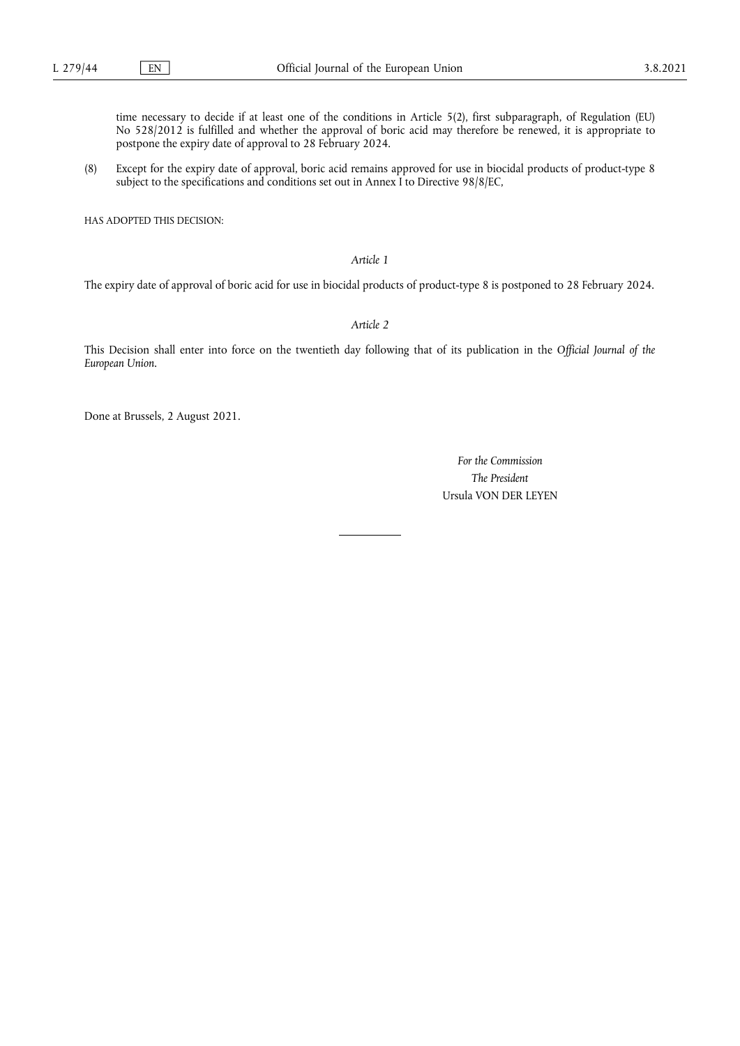time necessary to decide if at least one of the conditions in Article 5(2), first subparagraph, of Regulation (EU) No 528/2012 is fulfilled and whether the approval of boric acid may therefore be renewed, it is appropriate to postpone the expiry date of approval to 28 February 2024.

(8) Except for the expiry date of approval, boric acid remains approved for use in biocidal products of product-type 8 subject to the specifications and conditions set out in Annex I to Directive 98/8/EC,

HAS ADOPTED THIS DECISION:

*Article 1*

The expiry date of approval of boric acid for use in biocidal products of product-type 8 is postponed to 28 February 2024.

*Article 2*

This Decision shall enter into force on the twentieth day following that of its publication in the *Official Journal of the European Union*.

Done at Brussels, 2 August 2021.

*For the Commission*

*The President*

Ursula VON DER LEYEN